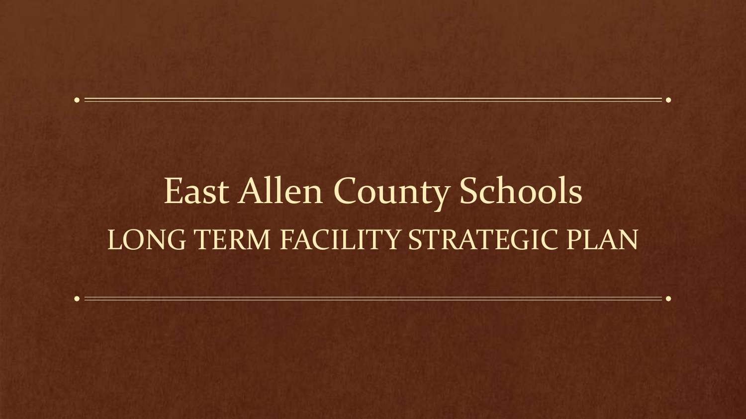# East Allen County Schools

## LONG TERM FACILITY STRATEGIC PLAN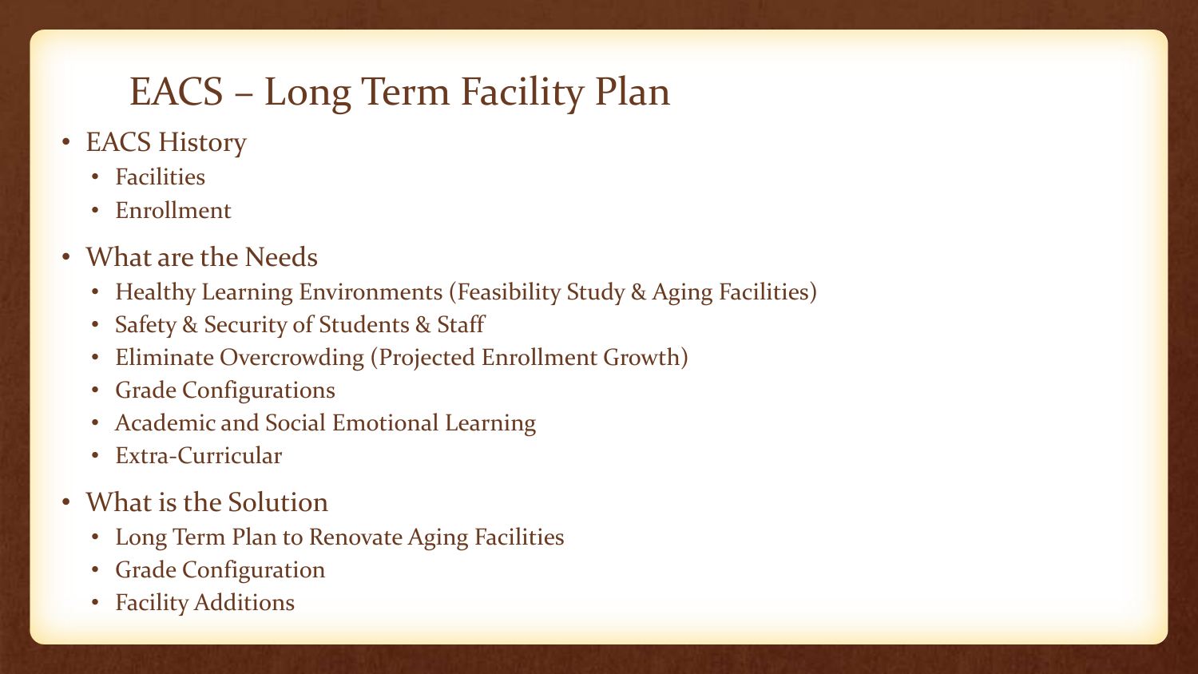# EACS – Long Term Facility Plan

- EACS History
  - Facilities
  - Enrollment
- What are the Needs
  - Healthy Learning Environments (Feasibility Study & Aging Facilities)
  - Safety & Security of Students & Staff
  - Eliminate Overcrowding (Projected Enrollment Growth)
  - Grade Configurations
  - Academic and Social Emotional Learning
  - Extra-Curricular
- What is the Solution
  - Long Term Plan to Renovate Aging Facilities
  - Grade Configuration
  - Facility Additions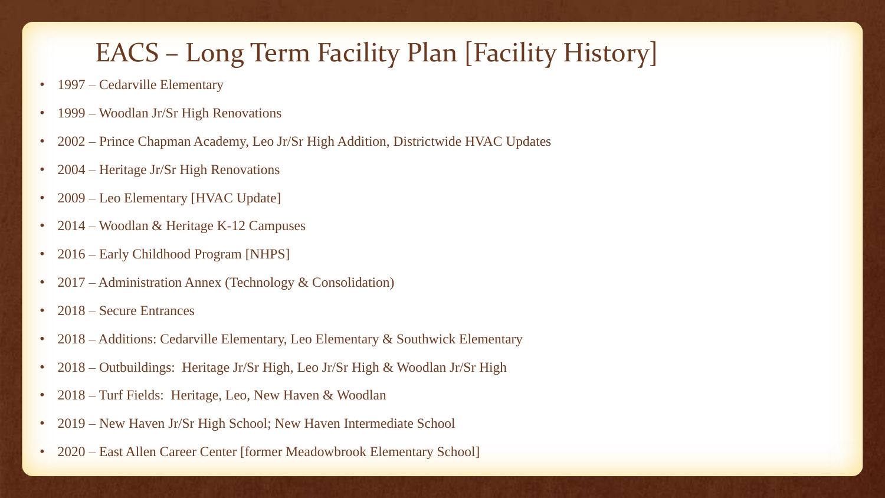# EACS – Long Term Facility Plan [Facility History]

- 1997 – Cedarville Elementary
- 1999 – Woodlan Jr/Sr High Renovations
- 2002 – Prince Chapman Academy, Leo Jr/Sr High Addition, Districtwide HVAC Updates
- 2004 – Heritage Jr/Sr High Renovations
- 2009 – Leo Elementary [HVAC Update]
- 2014 – Woodlan & Heritage K-12 Campuses
- 2016 – Early Childhood Program [NHPS]
- 2017 – Administration Annex (Technology & Consolidation)
- 2018 – Secure Entrances
- 2018 – Additions: Cedarville Elementary, Leo Elementary & Southwick Elementary
- 2018 – Outbuildings: Heritage Jr/Sr High, Leo Jr/Sr High & Woodlan Jr/Sr High
- 2018 – Turf Fields: Heritage, Leo, New Haven & Woodlan
- 2019 – New Haven Jr/Sr High School; New Haven Intermediate School
- 2020 – East Allen Career Center [former Meadowbrook Elementary School]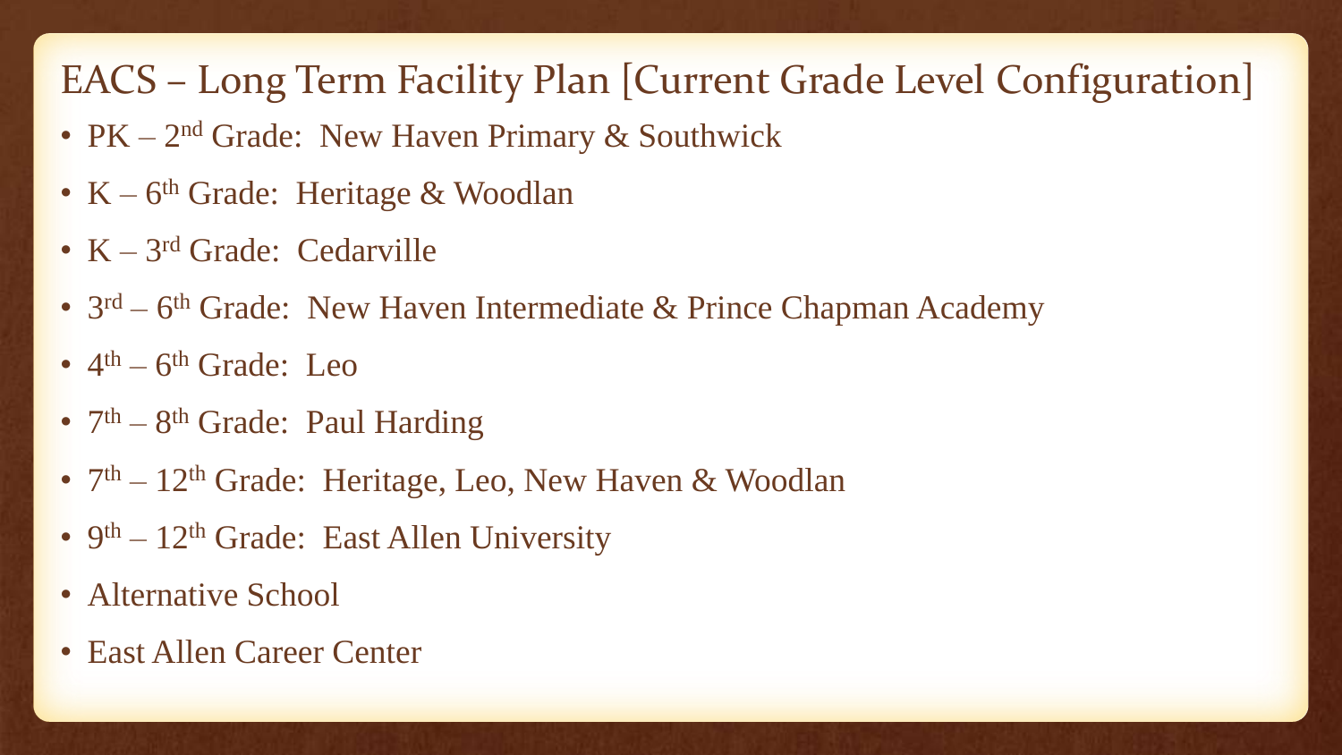# EACS – Long Term Facility Plan [Current Grade Level Configuration]

- PK – 2nd Grade:  New Haven Primary & Southwick
- K – 6th Grade:  Heritage & Woodlan
- K – 3rd Grade:  Cedarville
- 3rd – 6th Grade:  New Haven Intermediate & Prince Chapman Academy
- 4th – 6th Grade:  Leo
- 7th – 8th Grade:  Paul Harding
- 7th – 12th Grade:  Heritage, Leo, New Haven & Woodlan
- 9th – 12th Grade:  East Allen University
- Alternative School
- East Allen Career Center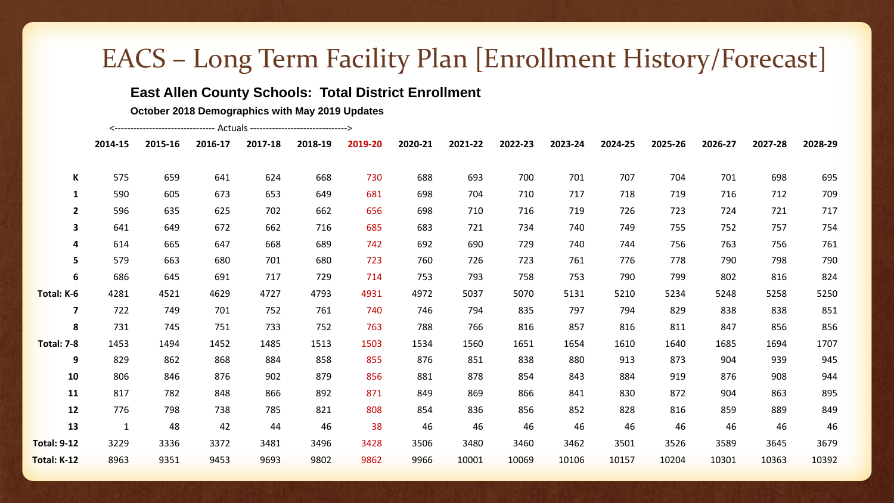# EACS – Long Term Facility Plan [Enrollment History/Forecast]

**East Allen County Schools: Total District Enrollment**

**October 2018 Demographics with May 2019 Updates**

<-------------------------------- Actuals ------------------------------->

| | 2014-15 | 2015-16 | 2016-17 | 2017-18 | 2018-19 | 2019-20 | 2020-21 | 2021-22 | 2022-23 | 2023-24 | 2024-25 | 2025-26 | 2026-27 | 2027-28 | 2028-29 |
|---|---|---|---|---|---|---|---|---|---|---|---|---|---|---|---|
| **K** | 575 | 659 | 641 | 624 | 668 | 730 | 688 | 693 | 700 | 701 | 707 | 704 | 701 | 698 | 695 |
| **1** | 590 | 605 | 673 | 653 | 649 | 681 | 698 | 704 | 710 | 717 | 718 | 719 | 716 | 712 | 709 |
| **2** | 596 | 635 | 625 | 702 | 662 | 656 | 698 | 710 | 716 | 719 | 726 | 723 | 724 | 721 | 717 |
| **3** | 641 | 649 | 672 | 662 | 716 | 685 | 683 | 721 | 734 | 740 | 749 | 755 | 752 | 757 | 754 |
| **4** | 614 | 665 | 647 | 668 | 689 | 742 | 692 | 690 | 729 | 740 | 744 | 756 | 763 | 756 | 761 |
| **5** | 579 | 663 | 680 | 701 | 680 | 723 | 760 | 726 | 723 | 761 | 776 | 778 | 790 | 798 | 790 |
| **6** | 686 | 645 | 691 | 717 | 729 | 714 | 753 | 793 | 758 | 753 | 790 | 799 | 802 | 816 | 824 |
| **Total: K-6** | 4281 | 4521 | 4629 | 4727 | 4793 | 4931 | 4972 | 5037 | 5070 | 5131 | 5210 | 5234 | 5248 | 5258 | 5250 |
| **7** | 722 | 749 | 701 | 752 | 761 | 740 | 746 | 794 | 835 | 797 | 794 | 829 | 838 | 838 | 851 |
| **8** | 731 | 745 | 751 | 733 | 752 | 763 | 788 | 766 | 816 | 857 | 816 | 811 | 847 | 856 | 856 |
| **Total: 7-8** | 1453 | 1494 | 1452 | 1485 | 1513 | 1503 | 1534 | 1560 | 1651 | 1654 | 1610 | 1640 | 1685 | 1694 | 1707 |
| **9** | 829 | 862 | 868 | 884 | 858 | 855 | 876 | 851 | 838 | 880 | 913 | 873 | 904 | 939 | 945 |
| **10** | 806 | 846 | 876 | 902 | 879 | 856 | 881 | 878 | 854 | 843 | 884 | 919 | 876 | 908 | 944 |
| **11** | 817 | 782 | 848 | 866 | 892 | 871 | 849 | 869 | 866 | 841 | 830 | 872 | 904 | 863 | 895 |
| **12** | 776 | 798 | 738 | 785 | 821 | 808 | 854 | 836 | 856 | 852 | 828 | 816 | 859 | 889 | 849 |
| **13** | 1 | 48 | 42 | 44 | 46 | 38 | 46 | 46 | 46 | 46 | 46 | 46 | 46 | 46 | 46 |
| **Total: 9-12** | 3229 | 3336 | 3372 | 3481 | 3496 | 3428 | 3506 | 3480 | 3460 | 3462 | 3501 | 3526 | 3589 | 3645 | 3679 |
| **Total: K-12** | 8963 | 9351 | 9453 | 9693 | 9802 | 9862 | 9966 | 10001 | 10069 | 10106 | 10157 | 10204 | 10301 | 10363 | 10392 |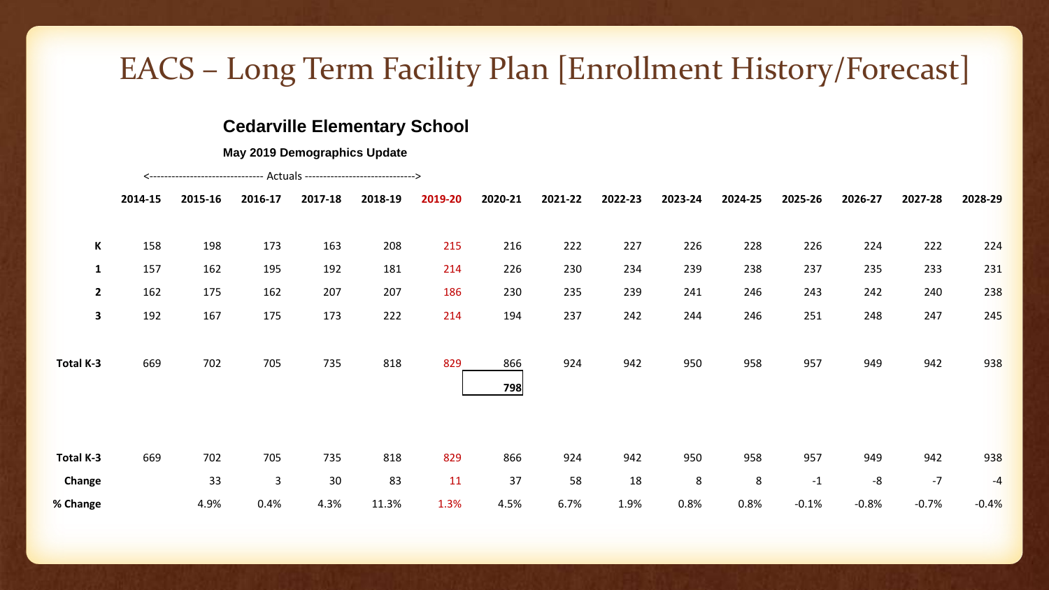# EACS – Long Term Facility Plan [Enrollment History/Forecast]

## Cedarville Elementary School

### May 2019 Demographics Update

<------------------------------ Actuals ------------------------------>

| | 2014-15 | 2015-16 | 2016-17 | 2017-18 | 2018-19 | 2019-20 | 2020-21 | 2021-22 | 2022-23 | 2023-24 | 2024-25 | 2025-26 | 2026-27 | 2027-28 | 2028-29 |
|---|---|---|---|---|---|---|---|---|---|---|---|---|---|---|---|
| **K** | 158 | 198 | 173 | 163 | 208 | 215 | 216 | 222 | 227 | 226 | 228 | 226 | 224 | 222 | 224 |
| **1** | 157 | 162 | 195 | 192 | 181 | 214 | 226 | 230 | 234 | 239 | 238 | 237 | 235 | 233 | 231 |
| **2** | 162 | 175 | 162 | 207 | 207 | 186 | 230 | 235 | 239 | 241 | 246 | 243 | 242 | 240 | 238 |
| **3** | 192 | 167 | 175 | 173 | 222 | 214 | 194 | 237 | 242 | 244 | 246 | 251 | 248 | 247 | 245 |
| **Total K-3** | 669 | 702 | 705 | 735 | 818 | 829 | 866 | 924 | 942 | 950 | 958 | 957 | 949 | 942 | 938 |
| | | | | | | | **798** | | | | | | | | |

| | 2014-15 | 2015-16 | 2016-17 | 2017-18 | 2018-19 | 2019-20 | 2020-21 | 2021-22 | 2022-23 | 2023-24 | 2024-25 | 2025-26 | 2026-27 | 2027-28 | 2028-29 |
|---|---|---|---|---|---|---|---|---|---|---|---|---|---|---|---|
| **Total K-3** | 669 | 702 | 705 | 735 | 818 | 829 | 866 | 924 | 942 | 950 | 958 | 957 | 949 | 942 | 938 |
| **Change** | | 33 | 3 | 30 | 83 | 11 | 37 | 58 | 18 | 8 | 8 | -1 | -8 | -7 | -4 |
| **% Change** | | 4.9% | 0.4% | 4.3% | 11.3% | 1.3% | 4.5% | 6.7% | 1.9% | 0.8% | 0.8% | -0.1% | -0.8% | -0.7% | -0.4% |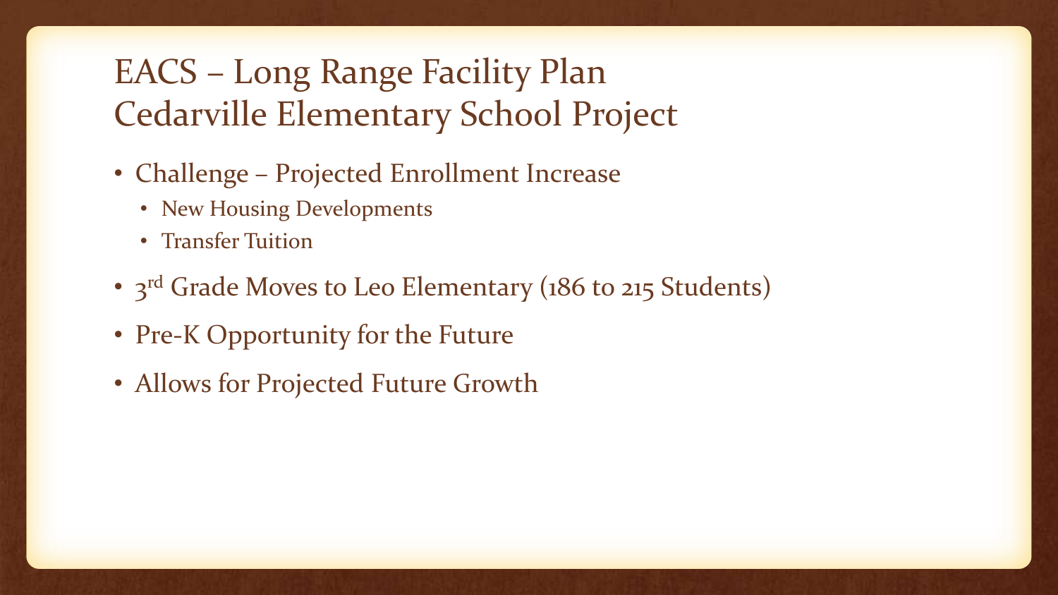# EACS – Long Range Facility Plan
# Cedarville Elementary School Project

- Challenge – Projected Enrollment Increase
  - New Housing Developments
  - Transfer Tuition
- 3rd Grade Moves to Leo Elementary (186 to 215 Students)
- Pre-K Opportunity for the Future
- Allows for Projected Future Growth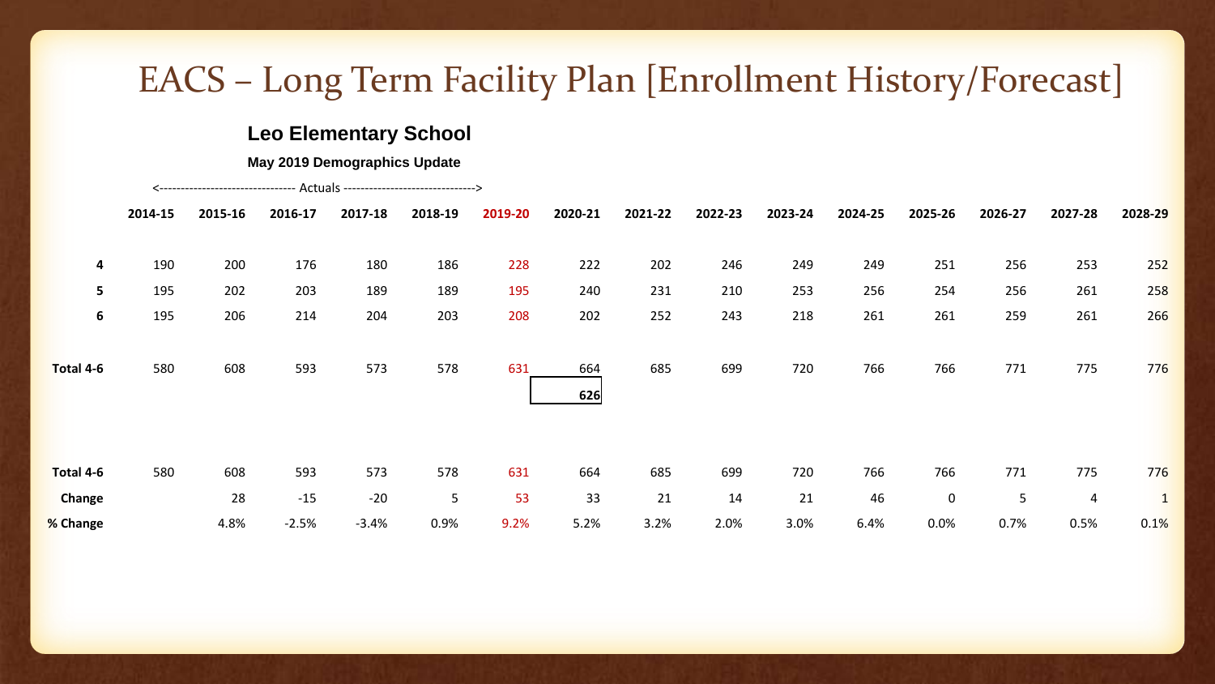# EACS – Long Term Facility Plan [Enrollment History/Forecast]

## Leo Elementary School

### May 2019 Demographics Update

<-------------------------------- Actuals -------------------------------->

| | 2014-15 | 2015-16 | 2016-17 | 2017-18 | 2018-19 | 2019-20 | 2020-21 | 2021-22 | 2022-23 | 2023-24 | 2024-25 | 2025-26 | 2026-27 | 2027-28 | 2028-29 |
|---|---|---|---|---|---|---|---|---|---|---|---|---|---|---|---|
| **4** | 190 | 200 | 176 | 180 | 186 | 228 | 222 | 202 | 246 | 249 | 249 | 251 | 256 | 253 | 252 |
| **5** | 195 | 202 | 203 | 189 | 189 | 195 | 240 | 231 | 210 | 253 | 256 | 254 | 256 | 261 | 258 |
| **6** | 195 | 206 | 214 | 204 | 203 | 208 | 202 | 252 | 243 | 218 | 261 | 261 | 259 | 261 | 266 |
| **Total 4-6** | 580 | 608 | 593 | 573 | 578 | 631 | 664 | 685 | 699 | 720 | 766 | 766 | 771 | 775 | 776 |
| | | | | | | | **626** | | | | | | | | |

| | 2014-15 | 2015-16 | 2016-17 | 2017-18 | 2018-19 | 2019-20 | 2020-21 | 2021-22 | 2022-23 | 2023-24 | 2024-25 | 2025-26 | 2026-27 | 2027-28 | 2028-29 |
|---|---|---|---|---|---|---|---|---|---|---|---|---|---|---|---|
| **Total 4-6** | 580 | 608 | 593 | 573 | 578 | 631 | 664 | 685 | 699 | 720 | 766 | 766 | 771 | 775 | 776 |
| **Change** | | 28 | -15 | -20 | 5 | 53 | 33 | 21 | 14 | 21 | 46 | 0 | 5 | 4 | 1 |
| **% Change** | | 4.8% | -2.5% | -3.4% | 0.9% | 9.2% | 5.2% | 3.2% | 2.0% | 3.0% | 6.4% | 0.0% | 0.7% | 0.5% | 0.1% |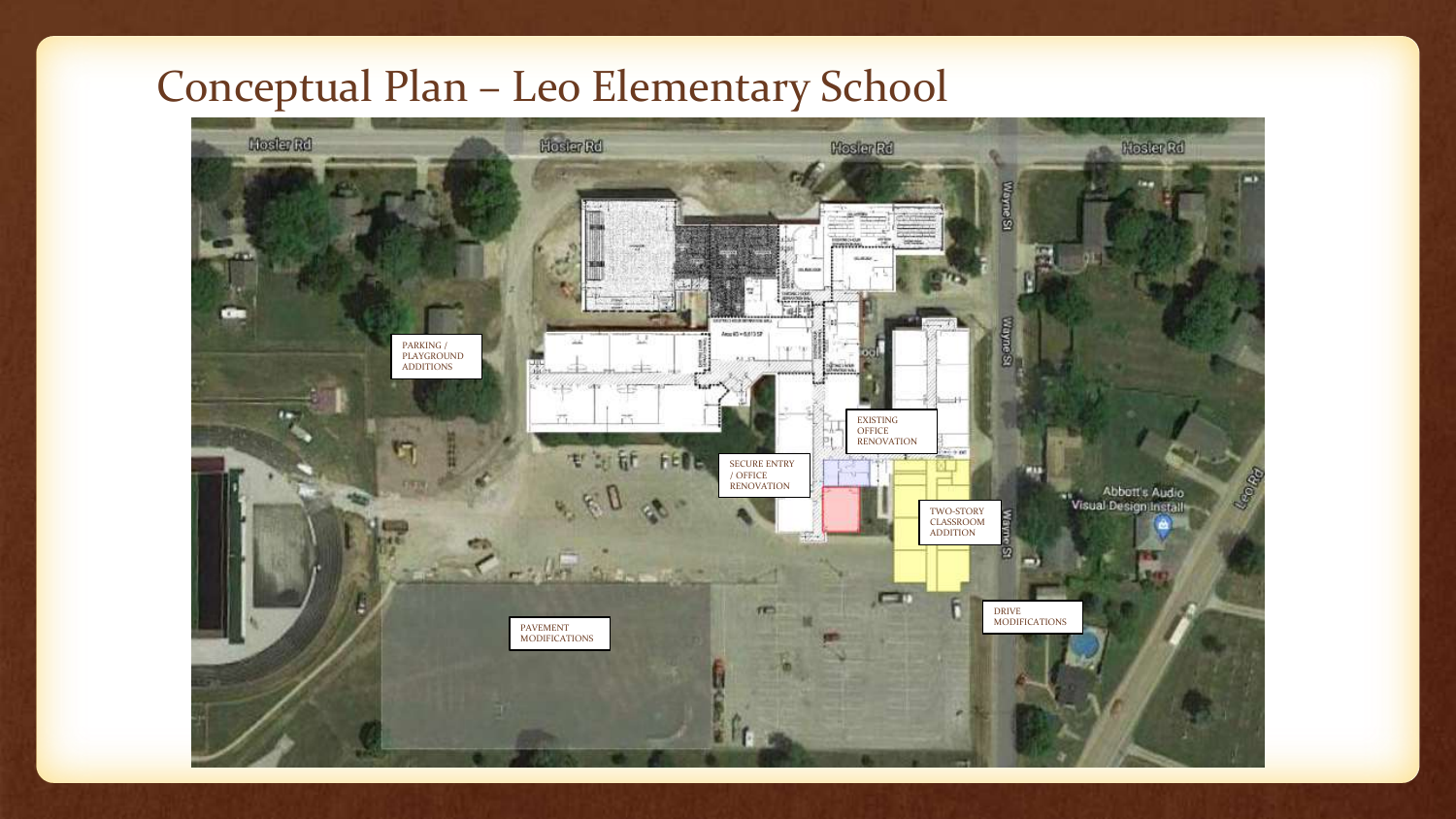# Conceptual Plan – Leo Elementary School

Hosler Rd

Wayne St

Leo Rd

PARKING / PLAYGROUND ADDITIONS

EXISTING OFFICE RENOVATION

SECURE ENTRY / OFFICE RENOVATION

TWO-STORY CLASSROOM ADDITION

DRIVE MODIFICATIONS

PAVEMENT MODIFICATIONS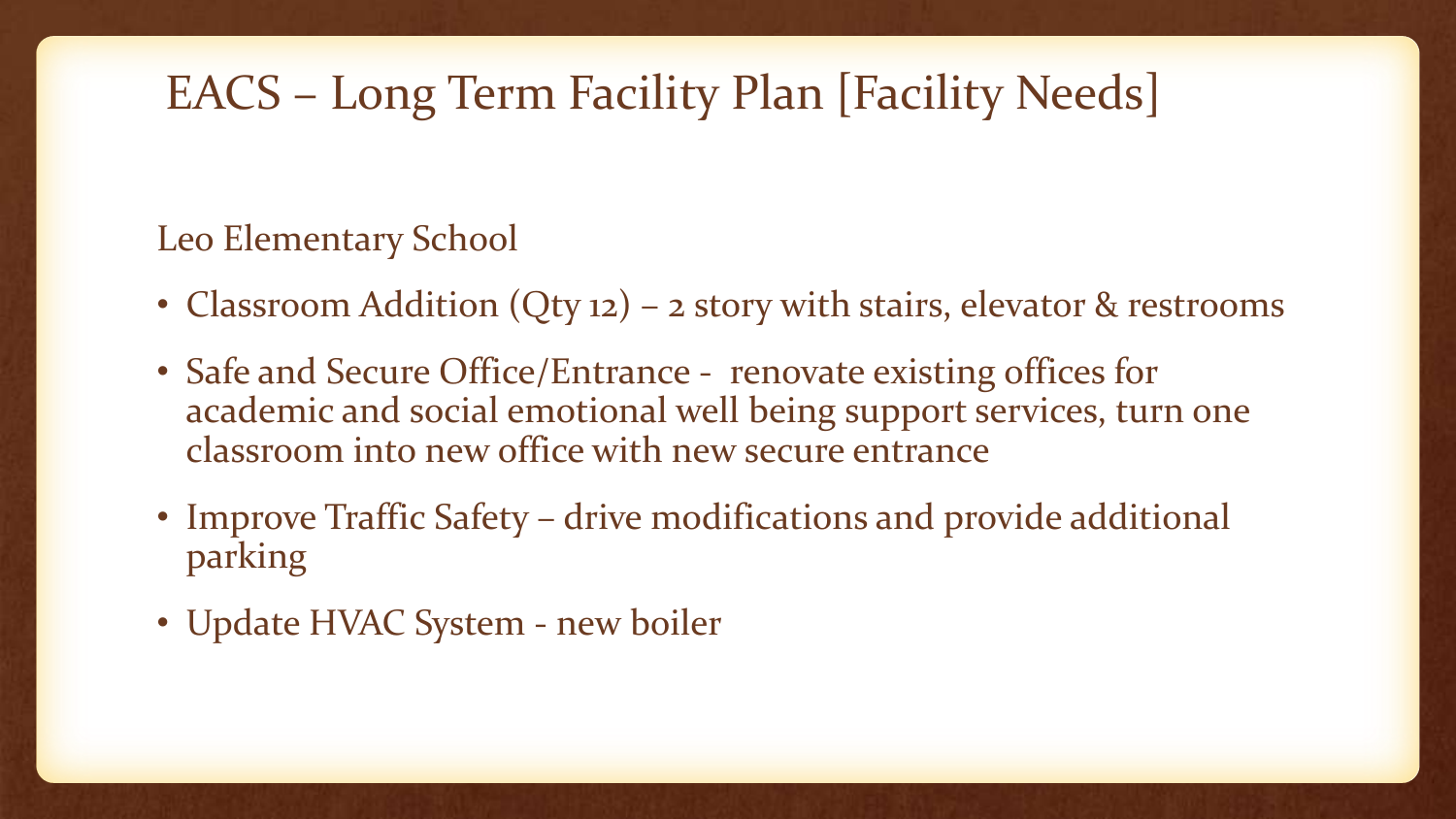# EACS – Long Term Facility Plan [Facility Needs]

Leo Elementary School

- Classroom Addition (Qty 12) – 2 story with stairs, elevator & restrooms
- Safe and Secure Office/Entrance - renovate existing offices for academic and social emotional well being support services, turn one classroom into new office with new secure entrance
- Improve Traffic Safety – drive modifications and provide additional parking
- Update HVAC System - new boiler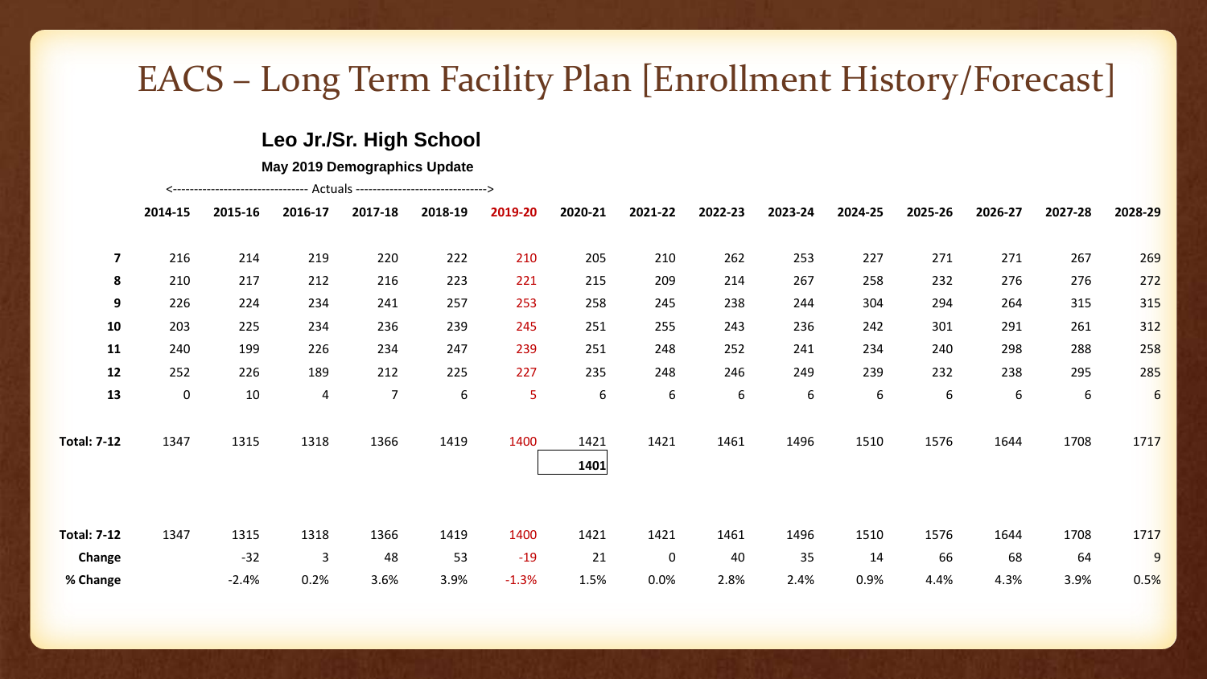# EACS – Long Term Facility Plan [Enrollment History/Forecast]

## Leo Jr./Sr. High School

**May 2019 Demographics Update**

<-------------------------------- Actuals ------------------------------->

| | 2014-15 | 2015-16 | 2016-17 | 2017-18 | 2018-19 | 2019-20 | 2020-21 | 2021-22 | 2022-23 | 2023-24 | 2024-25 | 2025-26 | 2026-27 | 2027-28 | 2028-29 |
|---|---|---|---|---|---|---|---|---|---|---|---|---|---|---|---|
| **7** | 216 | 214 | 219 | 220 | 222 | 210 | 205 | 210 | 262 | 253 | 227 | 271 | 271 | 267 | 269 |
| **8** | 210 | 217 | 212 | 216 | 223 | 221 | 215 | 209 | 214 | 267 | 258 | 232 | 276 | 276 | 272 |
| **9** | 226 | 224 | 234 | 241 | 257 | 253 | 258 | 245 | 238 | 244 | 304 | 294 | 264 | 315 | 315 |
| **10** | 203 | 225 | 234 | 236 | 239 | 245 | 251 | 255 | 243 | 236 | 242 | 301 | 291 | 261 | 312 |
| **11** | 240 | 199 | 226 | 234 | 247 | 239 | 251 | 248 | 252 | 241 | 234 | 240 | 298 | 288 | 258 |
| **12** | 252 | 226 | 189 | 212 | 225 | 227 | 235 | 248 | 246 | 249 | 239 | 232 | 238 | 295 | 285 |
| **13** | 0 | 10 | 4 | 7 | 6 | 5 | 6 | 6 | 6 | 6 | 6 | 6 | 6 | 6 | 6 |
| **Total: 7-12** | 1347 | 1315 | 1318 | 1366 | 1419 | 1400 | 1421 | 1421 | 1461 | 1496 | 1510 | 1576 | 1644 | 1708 | 1717 |
| | | | | | | | **1401** | | | | | | | | |

| | 2014-15 | 2015-16 | 2016-17 | 2017-18 | 2018-19 | 2019-20 | 2020-21 | 2021-22 | 2022-23 | 2023-24 | 2024-25 | 2025-26 | 2026-27 | 2027-28 | 2028-29 |
|---|---|---|---|---|---|---|---|---|---|---|---|---|---|---|---|
| **Total: 7-12** | 1347 | 1315 | 1318 | 1366 | 1419 | 1400 | 1421 | 1421 | 1461 | 1496 | 1510 | 1576 | 1644 | 1708 | 1717 |
| **Change** | | -32 | 3 | 48 | 53 | -19 | 21 | 0 | 40 | 35 | 14 | 66 | 68 | 64 | 9 |
| **% Change** | | -2.4% | 0.2% | 3.6% | 3.9% | -1.3% | 1.5% | 0.0% | 2.8% | 2.4% | 0.9% | 4.4% | 4.3% | 3.9% | 0.5% |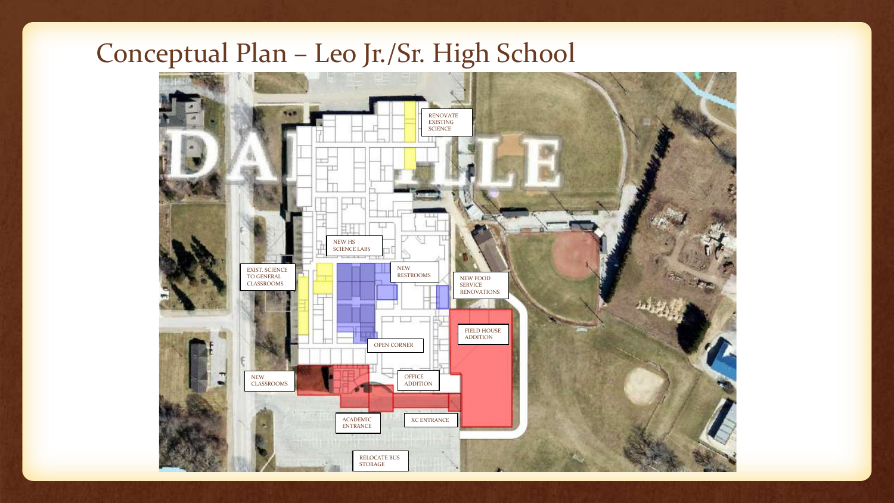# Conceptual Plan – Leo Jr./Sr. High School

RENOVATE EXISTING SCIENCE

NEW HS SCIENCE LABS

EXIST. SCIENCE TO GENERAL CLASSROOMS

NEW RESTROOMS

NEW FOOD SERVICE RENOVATIONS

FIELD HOUSE ADDITION

OPEN CORNER

NEW CLASSROOMS

OFFICE ADDITION

ACADEMIC ENTRANCE

XC ENTRANCE

RELOCATE BUS STORAGE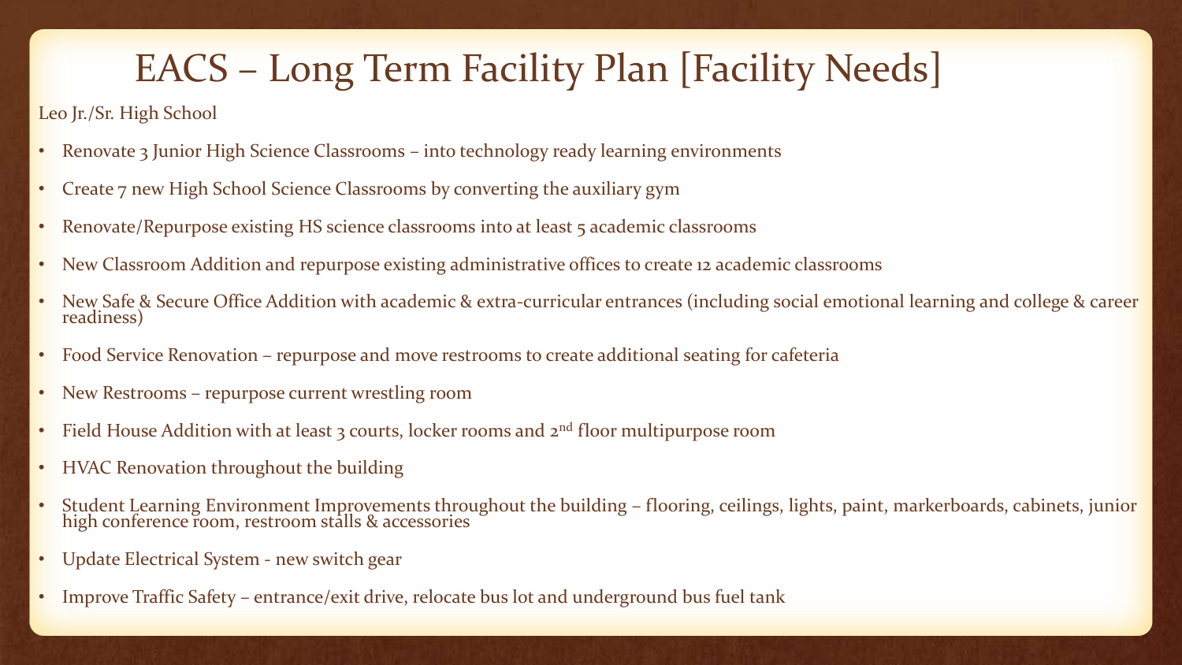# EACS – Long Term Facility Plan [Facility Needs]

Leo Jr./Sr. High School

- Renovate 3 Junior High Science Classrooms – into technology ready learning environments
- Create 7 new High School Science Classrooms by converting the auxiliary gym
- Renovate/Repurpose existing HS science classrooms into at least 5 academic classrooms
- New Classroom Addition and repurpose existing administrative offices to create 12 academic classrooms
- New Safe & Secure Office Addition with academic & extra-curricular entrances (including social emotional learning and college & career readiness)
- Food Service Renovation – repurpose and move restrooms to create additional seating for cafeteria
- New Restrooms – repurpose current wrestling room
- Field House Addition with at least 3 courts, locker rooms and 2nd floor multipurpose room
- HVAC Renovation throughout the building
- Student Learning Environment Improvements throughout the building – flooring, ceilings, lights, paint, markerboards, cabinets, junior high conference room, restroom stalls & accessories
- Update Electrical System - new switch gear
- Improve Traffic Safety – entrance/exit drive, relocate bus lot and underground bus fuel tank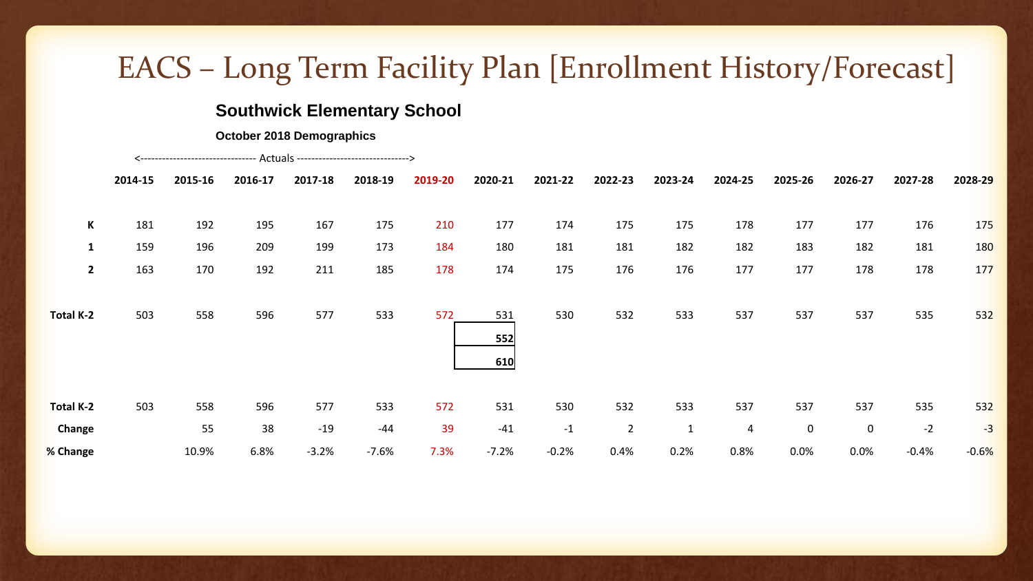# EACS – Long Term Facility Plan [Enrollment History/Forecast]

## Southwick Elementary School

### October 2018 Demographics

<------------------------------- Actuals ------------------------------->

| | 2014-15 | 2015-16 | 2016-17 | 2017-18 | 2018-19 | 2019-20 | 2020-21 | 2021-22 | 2022-23 | 2023-24 | 2024-25 | 2025-26 | 2026-27 | 2027-28 | 2028-29 |
|---|---|---|---|---|---|---|---|---|---|---|---|---|---|---|---|
| **K** | 181 | 192 | 195 | 167 | 175 | 210 | 177 | 174 | 175 | 175 | 178 | 177 | 177 | 176 | 175 |
| **1** | 159 | 196 | 209 | 199 | 173 | 184 | 180 | 181 | 181 | 182 | 182 | 183 | 182 | 181 | 180 |
| **2** | 163 | 170 | 192 | 211 | 185 | 178 | 174 | 175 | 176 | 176 | 177 | 177 | 178 | 178 | 177 |
| **Total K-2** | 503 | 558 | 596 | 577 | 533 | 572 | 531 | 530 | 532 | 533 | 537 | 537 | 537 | 535 | 532 |
| | | | | | | | **552** | | | | | | | | |
| | | | | | | | **610** | | | | | | | | |

| | 2014-15 | 2015-16 | 2016-17 | 2017-18 | 2018-19 | 2019-20 | 2020-21 | 2021-22 | 2022-23 | 2023-24 | 2024-25 | 2025-26 | 2026-27 | 2027-28 | 2028-29 |
|---|---|---|---|---|---|---|---|---|---|---|---|---|---|---|---|
| **Total K-2** | 503 | 558 | 596 | 577 | 533 | 572 | 531 | 530 | 532 | 533 | 537 | 537 | 537 | 535 | 532 |
| **Change** | | 55 | 38 | -19 | -44 | 39 | -41 | -1 | 2 | 1 | 4 | 0 | 0 | -2 | -3 |
| **% Change** | | 10.9% | 6.8% | -3.2% | -7.6% | 7.3% | -7.2% | -0.2% | 0.4% | 0.2% | 0.8% | 0.0% | 0.0% | -0.4% | -0.6% |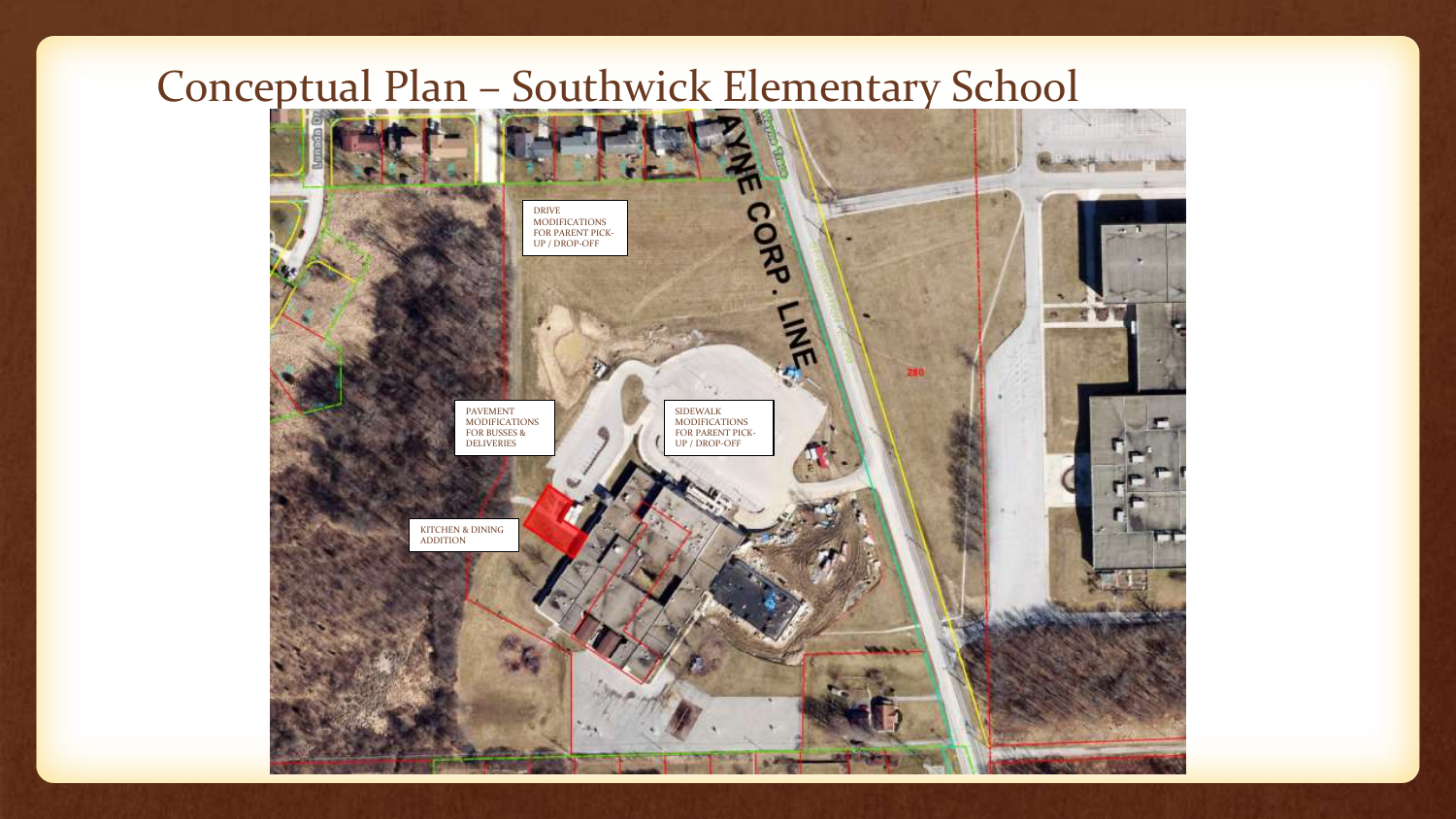# Conceptual Plan – Southwick Elementary School

DRIVE MODIFICATIONS FOR PARENT PICK-UP / DROP-OFF

PAVEMENT MODIFICATIONS FOR BUSSES & DELIVERIES

SIDEWALK MODIFICATIONS FOR PARENT PICK-UP / DROP-OFF

KITCHEN & DINING ADDITION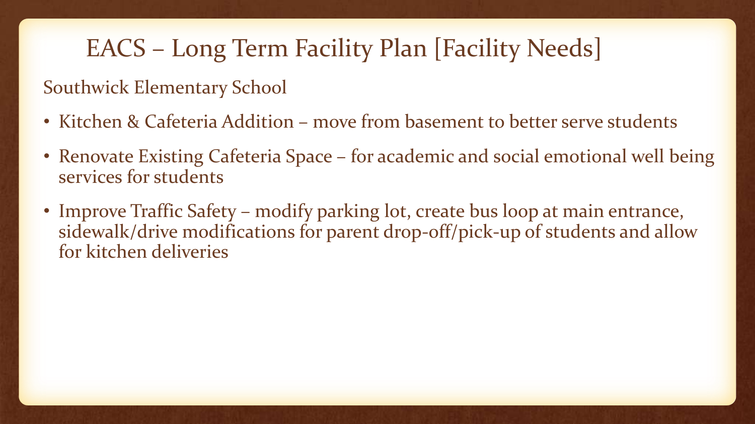# EACS – Long Term Facility Plan [Facility Needs]

Southwick Elementary School

- Kitchen & Cafeteria Addition – move from basement to better serve students
- Renovate Existing Cafeteria Space – for academic and social emotional well being services for students
- Improve Traffic Safety – modify parking lot, create bus loop at main entrance, sidewalk/drive modifications for parent drop-off/pick-up of students and allow for kitchen deliveries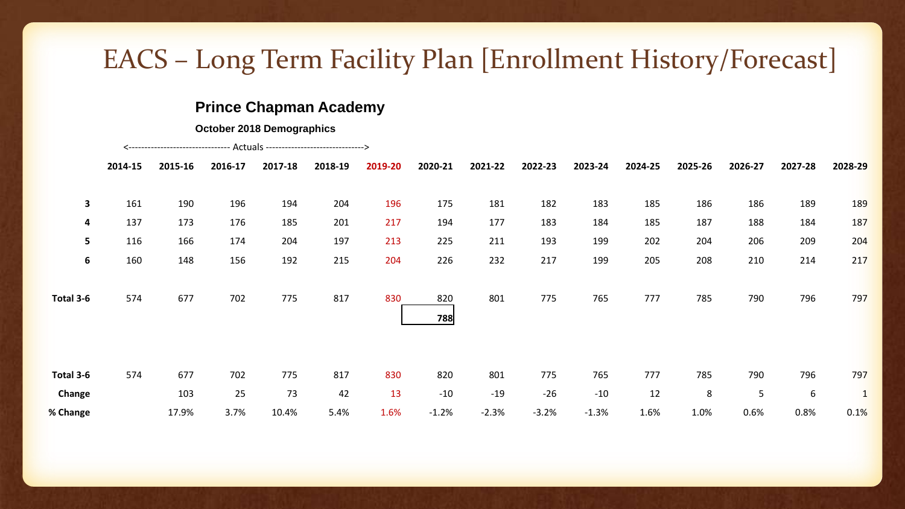# EACS – Long Term Facility Plan [Enrollment History/Forecast]

## Prince Chapman Academy

### October 2018 Demographics

<-------------------------------- Actuals ------------------------------->

| | 2014-15 | 2015-16 | 2016-17 | 2017-18 | 2018-19 | 2019-20 | 2020-21 | 2021-22 | 2022-23 | 2023-24 | 2024-25 | 2025-26 | 2026-27 | 2027-28 | 2028-29 |
|---|---|---|---|---|---|---|---|---|---|---|---|---|---|---|---|
| **3** | 161 | 190 | 196 | 194 | 204 | 196 | 175 | 181 | 182 | 183 | 185 | 186 | 186 | 189 | 189 |
| **4** | 137 | 173 | 176 | 185 | 201 | 217 | 194 | 177 | 183 | 184 | 185 | 187 | 188 | 184 | 187 |
| **5** | 116 | 166 | 174 | 204 | 197 | 213 | 225 | 211 | 193 | 199 | 202 | 204 | 206 | 209 | 204 |
| **6** | 160 | 148 | 156 | 192 | 215 | 204 | 226 | 232 | 217 | 199 | 205 | 208 | 210 | 214 | 217 |
| **Total 3-6** | 574 | 677 | 702 | 775 | 817 | 830 | 820 | 801 | 775 | 765 | 777 | 785 | 790 | 796 | 797 |
| | | | | | | | **788** | | | | | | | | |

| | 2014-15 | 2015-16 | 2016-17 | 2017-18 | 2018-19 | 2019-20 | 2020-21 | 2021-22 | 2022-23 | 2023-24 | 2024-25 | 2025-26 | 2026-27 | 2027-28 | 2028-29 |
|---|---|---|---|---|---|---|---|---|---|---|---|---|---|---|---|
| **Total 3-6** | 574 | 677 | 702 | 775 | 817 | 830 | 820 | 801 | 775 | 765 | 777 | 785 | 790 | 796 | 797 |
| **Change** | | 103 | 25 | 73 | 42 | 13 | -10 | -19 | -26 | -10 | 12 | 8 | 5 | 6 | 1 |
| **% Change** | | 17.9% | 3.7% | 10.4% | 5.4% | 1.6% | -1.2% | -2.3% | -3.2% | -1.3% | 1.6% | 1.0% | 0.6% | 0.8% | 0.1% |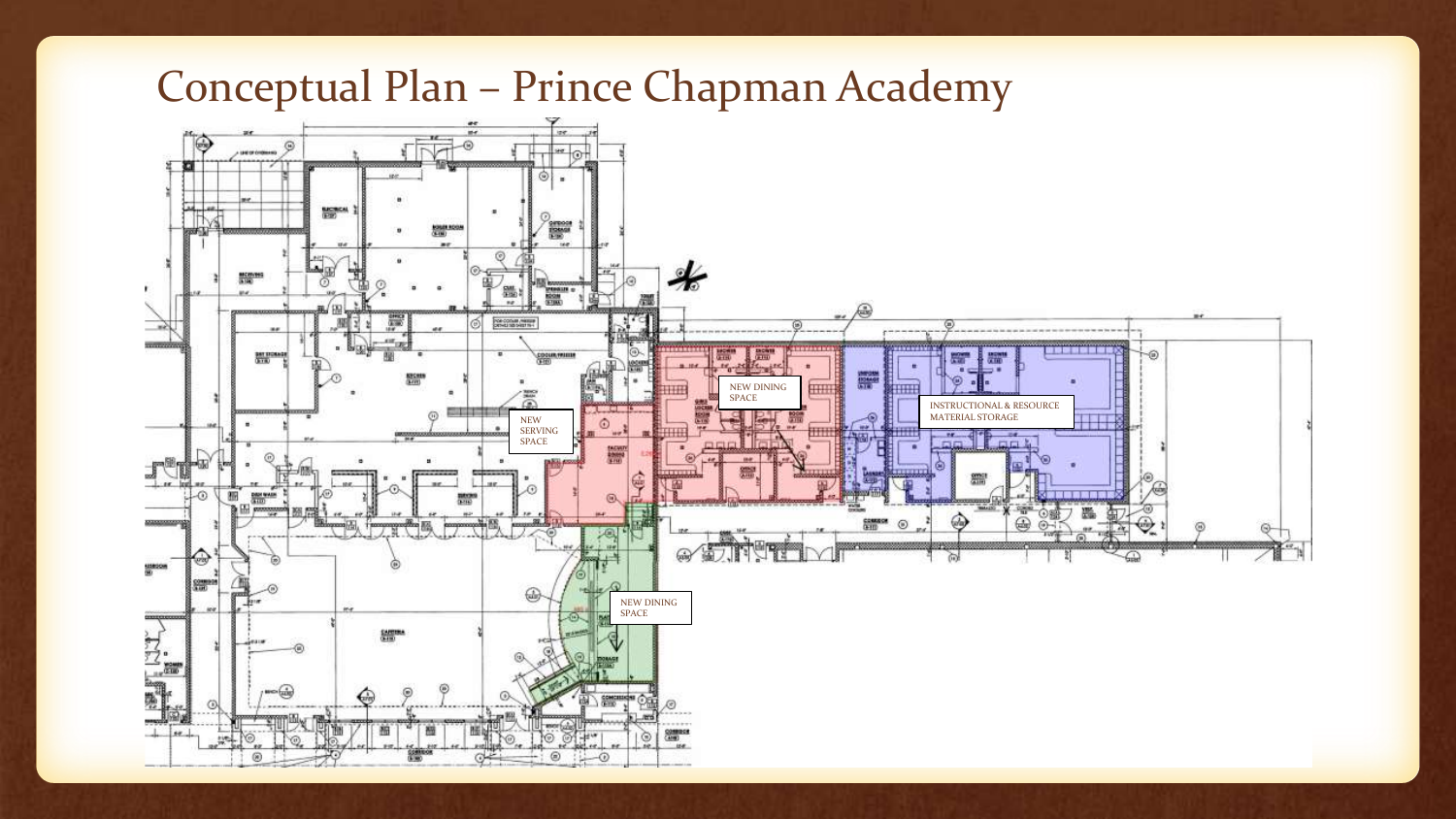# Conceptual Plan – Prince Chapman Academy

NEW SERVING SPACE

NEW DINING SPACE

INSTRUCTIONAL & RESOURCE MATERIAL STORAGE

NEW DINING SPACE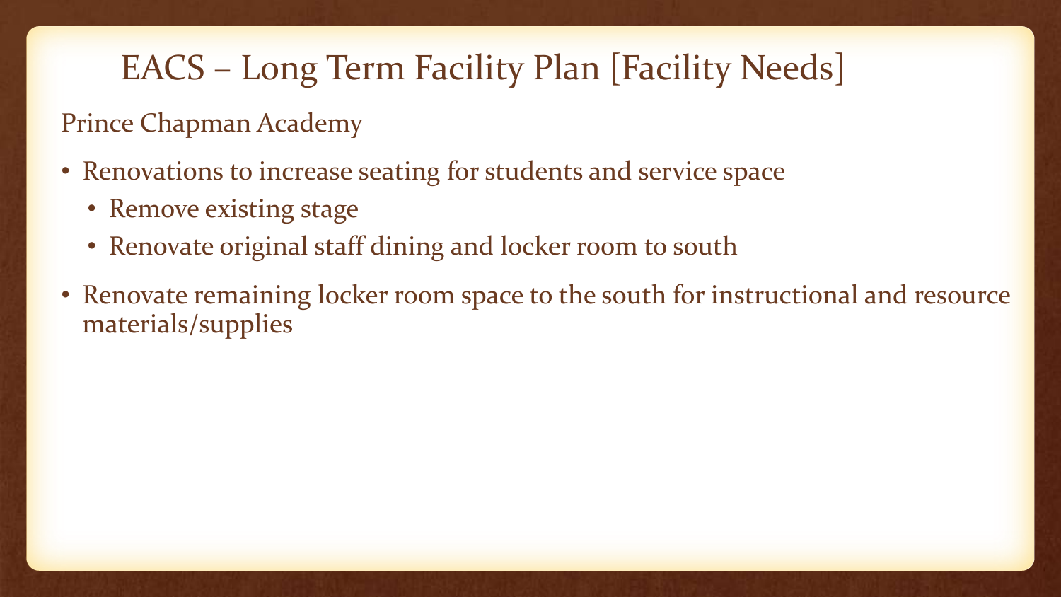# EACS – Long Term Facility Plan [Facility Needs]

Prince Chapman Academy

- Renovations to increase seating for students and service space
  - Remove existing stage
  - Renovate original staff dining and locker room to south
- Renovate remaining locker room space to the south for instructional and resource materials/supplies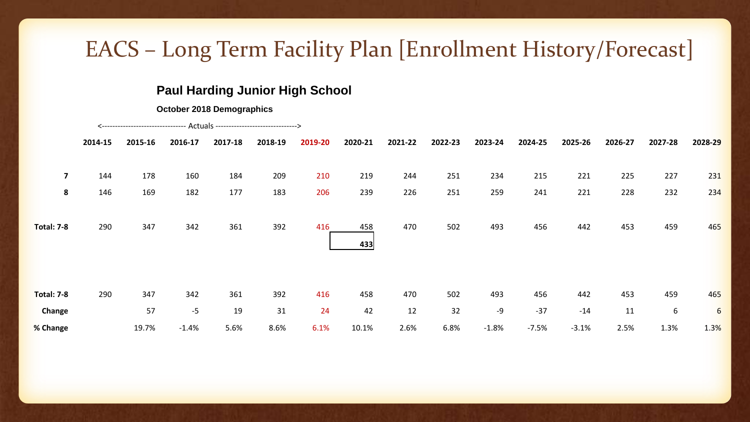# EACS – Long Term Facility Plan [Enrollment History/Forecast]

## Paul Harding Junior High School

### October 2018 Demographics

<-------------------------------- Actuals ------------------------------->

| | 2014-15 | 2015-16 | 2016-17 | 2017-18 | 2018-19 | 2019-20 | 2020-21 | 2021-22 | 2022-23 | 2023-24 | 2024-25 | 2025-26 | 2026-27 | 2027-28 | 2028-29 |
|---|---|---|---|---|---|---|---|---|---|---|---|---|---|---|---|
| **7** | 144 | 178 | 160 | 184 | 209 | 210 | 219 | 244 | 251 | 234 | 215 | 221 | 225 | 227 | 231 |
| **8** | 146 | 169 | 182 | 177 | 183 | 206 | 239 | 226 | 251 | 259 | 241 | 221 | 228 | 232 | 234 |
| **Total: 7-8** | 290 | 347 | 342 | 361 | 392 | 416 | 458 | 470 | 502 | 493 | 456 | 442 | 453 | 459 | 465 |
| | | | | | | | **433** | | | | | | | | |

| | 2014-15 | 2015-16 | 2016-17 | 2017-18 | 2018-19 | 2019-20 | 2020-21 | 2021-22 | 2022-23 | 2023-24 | 2024-25 | 2025-26 | 2026-27 | 2027-28 | 2028-29 |
|---|---|---|---|---|---|---|---|---|---|---|---|---|---|---|---|
| **Total: 7-8** | 290 | 347 | 342 | 361 | 392 | 416 | 458 | 470 | 502 | 493 | 456 | 442 | 453 | 459 | 465 |
| **Change** | | 57 | -5 | 19 | 31 | 24 | 42 | 12 | 32 | -9 | -37 | -14 | 11 | 6 | 6 |
| **% Change** | | 19.7% | -1.4% | 5.6% | 8.6% | 6.1% | 10.1% | 2.6% | 6.8% | -1.8% | -7.5% | -3.1% | 2.5% | 1.3% | 1.3% |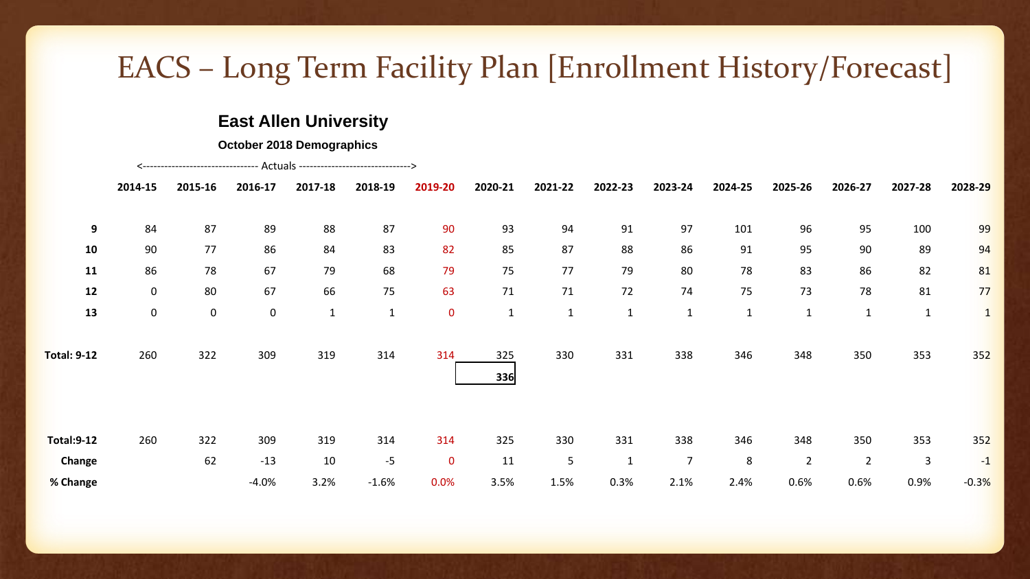# EACS – Long Term Facility Plan [Enrollment History/Forecast]

## East Allen University

### October 2018 Demographics

<-------------------------------- Actuals ------------------------------->

| | 2014-15 | 2015-16 | 2016-17 | 2017-18 | 2018-19 | 2019-20 | 2020-21 | 2021-22 | 2022-23 | 2023-24 | 2024-25 | 2025-26 | 2026-27 | 2027-28 | 2028-29 |
|---|---|---|---|---|---|---|---|---|---|---|---|---|---|---|---|
| **9** | 84 | 87 | 89 | 88 | 87 | 90 | 93 | 94 | 91 | 97 | 101 | 96 | 95 | 100 | 99 |
| **10** | 90 | 77 | 86 | 84 | 83 | 82 | 85 | 87 | 88 | 86 | 91 | 95 | 90 | 89 | 94 |
| **11** | 86 | 78 | 67 | 79 | 68 | 79 | 75 | 77 | 79 | 80 | 78 | 83 | 86 | 82 | 81 |
| **12** | 0 | 80 | 67 | 66 | 75 | 63 | 71 | 71 | 72 | 74 | 75 | 73 | 78 | 81 | 77 |
| **13** | 0 | 0 | 0 | 1 | 1 | 0 | 1 | 1 | 1 | 1 | 1 | 1 | 1 | 1 | 1 |
| **Total: 9-12** | 260 | 322 | 309 | 319 | 314 | 314 | 325 | 330 | 331 | 338 | 346 | 348 | 350 | 353 | 352 |
| | | | | | | | **336** | | | | | | | | |

| | 2014-15 | 2015-16 | 2016-17 | 2017-18 | 2018-19 | 2019-20 | 2020-21 | 2021-22 | 2022-23 | 2023-24 | 2024-25 | 2025-26 | 2026-27 | 2027-28 | 2028-29 |
|---|---|---|---|---|---|---|---|---|---|---|---|---|---|---|---|
| **Total:9-12** | 260 | 322 | 309 | 319 | 314 | 314 | 325 | 330 | 331 | 338 | 346 | 348 | 350 | 353 | 352 |
| **Change** | | 62 | -13 | 10 | -5 | 0 | 11 | 5 | 1 | 7 | 8 | 2 | 2 | 3 | -1 |
| **% Change** | | | -4.0% | 3.2% | -1.6% | 0.0% | 3.5% | 1.5% | 0.3% | 2.1% | 2.4% | 0.6% | 0.6% | 0.9% | -0.3% |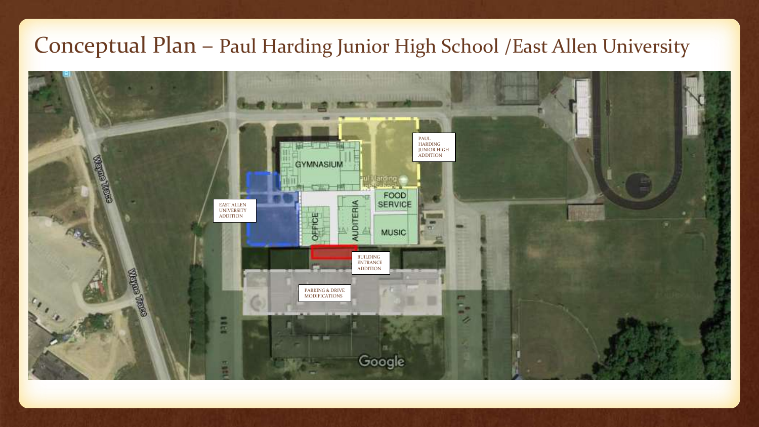# Conceptual Plan – Paul Harding Junior High School /East Allen University

PAUL HARDING JUNIOR HIGH ADDITION

EAST ALLEN UNIVERSITY ADDITION

GYMNASIUM

FOOD SERVICE

OFFICE

AUDITERIA

MUSIC

BUILDING ENTRANCE ADDITION

PARKING & DRIVE MODIFICATIONS

Wayne Trace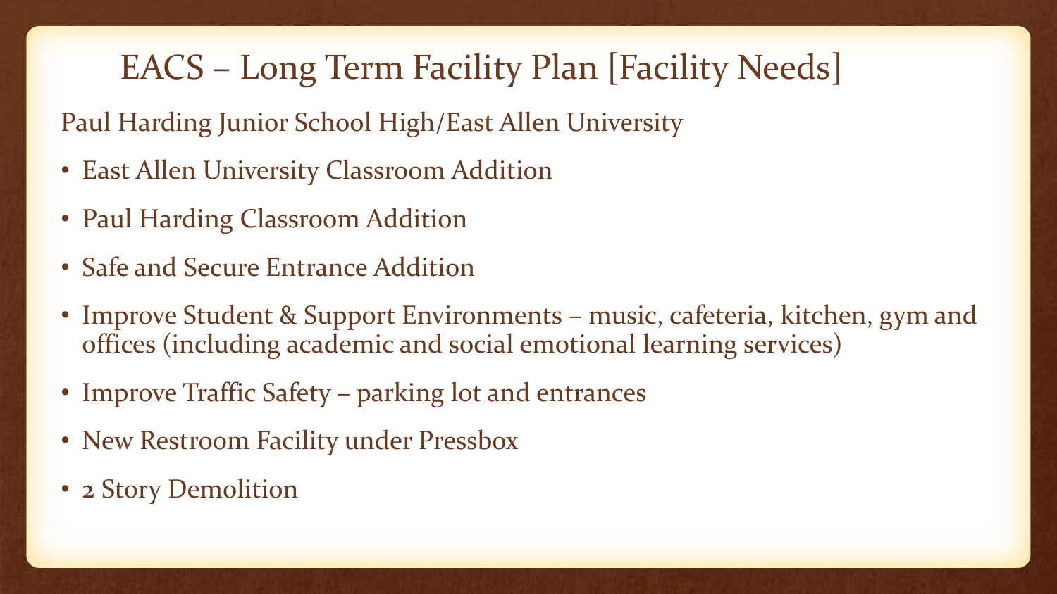# EACS – Long Term Facility Plan [Facility Needs]

Paul Harding Junior School High/East Allen University

- East Allen University Classroom Addition
- Paul Harding Classroom Addition
- Safe and Secure Entrance Addition
- Improve Student & Support Environments – music, cafeteria, kitchen, gym and offices (including academic and social emotional learning services)
- Improve Traffic Safety – parking lot and entrances
- New Restroom Facility under Pressbox
- 2 Story Demolition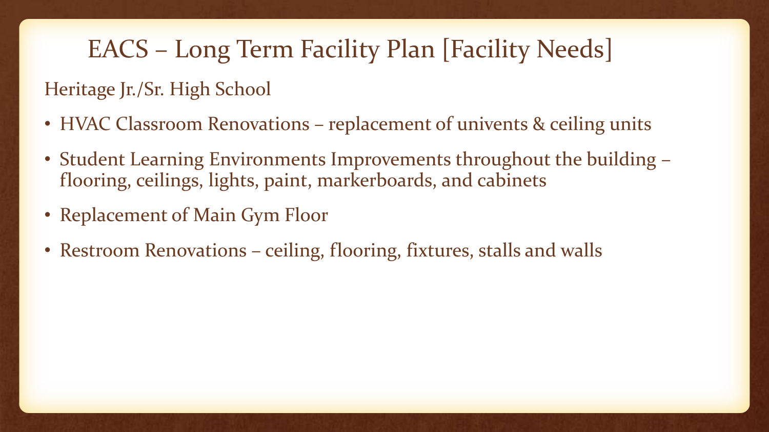# EACS – Long Term Facility Plan [Facility Needs]

Heritage Jr./Sr. High School

- HVAC Classroom Renovations – replacement of univents & ceiling units
- Student Learning Environments Improvements throughout the building – flooring, ceilings, lights, paint, markerboards, and cabinets
- Replacement of Main Gym Floor
- Restroom Renovations – ceiling, flooring, fixtures, stalls and walls